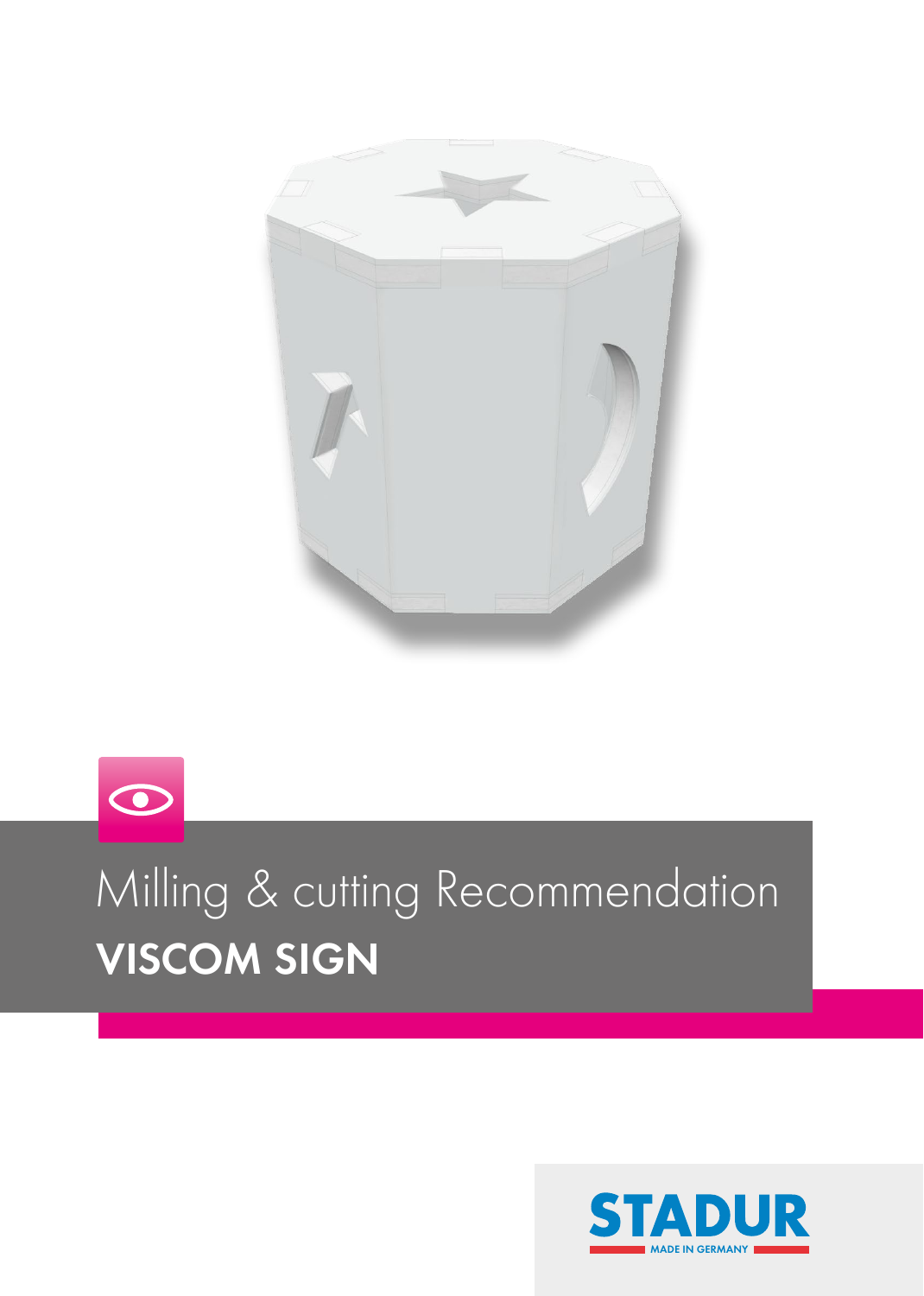# Milling & cutting Recommendation

## VISCOM SIGN

STADUR

MADE IN GERMANY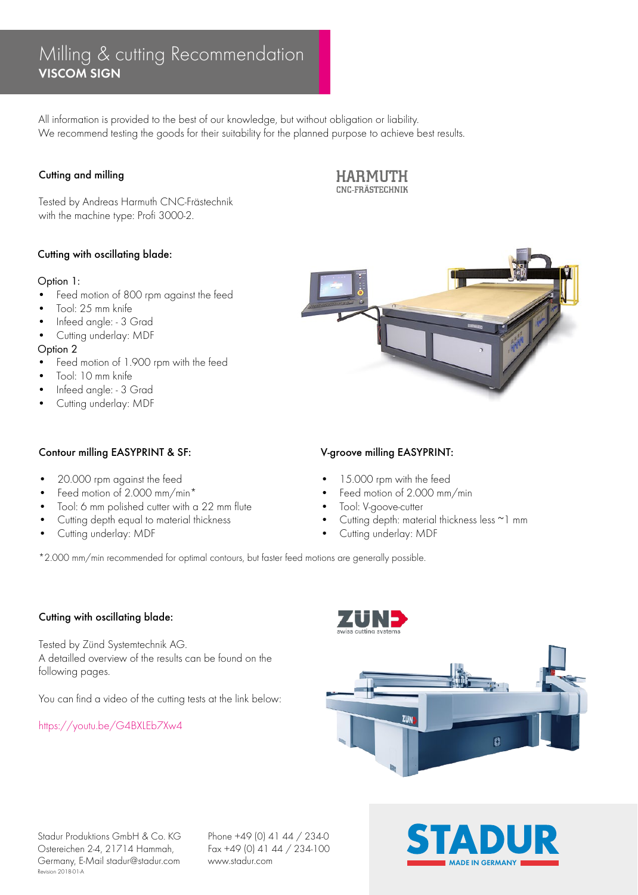# Milling & cutting Recommendation
## VISCOM SIGN

All information is provided to the best of our knowledge, but without obligation or liability.
We recommend testing the goods for their suitability for the planned purpose to achieve best results.

### Cutting and milling

HARMUTH
CNC-FRÄSTECHNIK

Tested by Andreas Harmuth CNC-Frästechnik
with the machine type: Profi 3000-2.

### Cutting with oscillating blade:

Option 1:

- Feed motion of 800 rpm against the feed
- Tool: 25 mm knife
- Infeed angle: - 3 Grad
- Cutting underlay: MDF

Option 2

- Feed motion of 1.900 rpm with the feed
- Tool: 10 mm knife
- Infeed angle: - 3 Grad
- Cutting underlay: MDF

### Contour milling EASYPRINT & SF:

- 20.000 rpm against the feed
- Feed motion of 2.000 mm/min*
- Tool: 6 mm polished cutter with a 22 mm flute
- Cutting depth equal to material thickness
- Cutting underlay: MDF

### V-groove milling EASYPRINT:

- 15.000 rpm with the feed
- Feed motion of 2.000 mm/min
- Tool: V-goove-cutter
- Cutting depth: material thickness less ~1 mm
- Cutting underlay: MDF

*2.000 mm/min recommended for optimal contours, but faster feed motions are generally possible.

### Cutting with oscillating blade:

ZÜND
swiss cutting systems

Tested by Zünd Systemtechnik AG.
A detailled overview of the results can be found on the following pages.

You can find a video of the cutting tests at the link below:

https://youtu.be/G4BXLEb7Xw4

Stadur Produktions GmbH & Co. KG
Ostereichen 2-4, 21714 Hammah,
Germany, E-Mail stadur@stadur.com
Revision 2018-01-A

Phone +49 (0) 41 44 / 234-0
Fax +49 (0) 41 44 / 234-100
www.stadur.com

STADUR
MADE IN GERMANY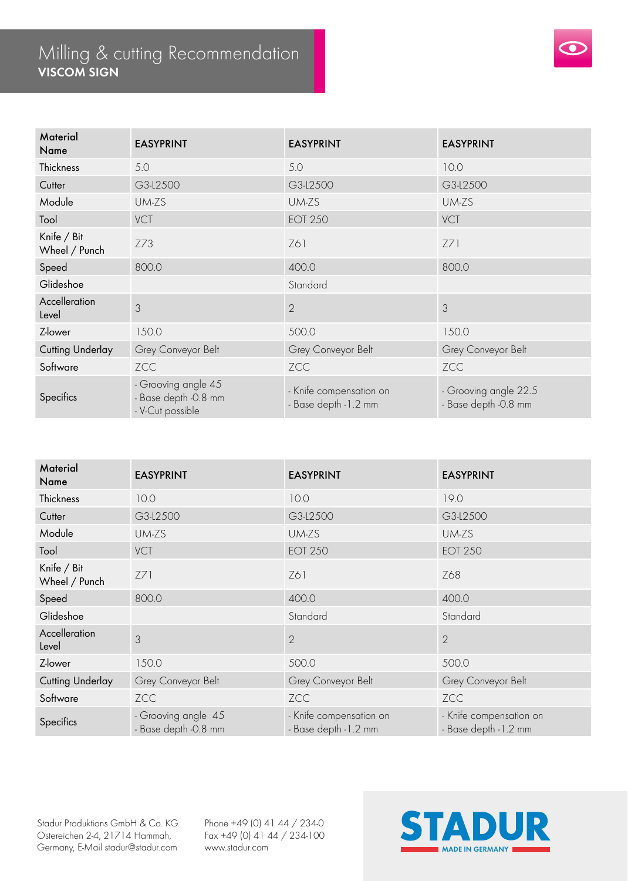# Milling & cutting Recommendation
## VISCOM SIGN

| Material Name | EASYPRINT | EASYPRINT | EASYPRINT |
|---|---|---|---|
| Thickness | 5.0 | 5.0 | 10.0 |
| Cutter | G3-L2500 | G3-L2500 | G3-L2500 |
| Module | UM-ZS | UM-ZS | UM-ZS |
| Tool | VCT | EOT 250 | VCT |
| Knife / Bit Wheel / Punch | Z73 | Z61 | Z71 |
| Speed | 800.0 | 400.0 | 800.0 |
| Glideshoe | | Standard | |
| Accelleration Level | 3 | 2 | 3 |
| Z-lower | 150.0 | 500.0 | 150.0 |
| Cutting Underlay | Grey Conveyor Belt | Grey Conveyor Belt | Grey Conveyor Belt |
| Software | ZCC | ZCC | ZCC |
| Specifics | - Grooving angle 45<br>- Base depth -0.8 mm<br>- V-Cut possible | - Knife compensation on<br>- Base depth -1.2 mm | - Grooving angle 22.5<br>- Base depth -0.8 mm |

| Material Name | EASYPRINT | EASYPRINT | EASYPRINT |
|---|---|---|---|
| Thickness | 10.0 | 10.0 | 19.0 |
| Cutter | G3-L2500 | G3-L2500 | G3-L2500 |
| Module | UM-ZS | UM-ZS | UM-ZS |
| Tool | VCT | EOT 250 | EOT 250 |
| Knife / Bit Wheel / Punch | Z71 | Z61 | Z68 |
| Speed | 800.0 | 400.0 | 400.0 |
| Glideshoe | | Standard | Standard |
| Accelleration Level | 3 | 2 | 2 |
| Z-lower | 150.0 | 500.0 | 500.0 |
| Cutting Underlay | Grey Conveyor Belt | Grey Conveyor Belt | Grey Conveyor Belt |
| Software | ZCC | ZCC | ZCC |
| Specifics | - Grooving angle 45<br>- Base depth -0.8 mm | - Knife compensation on<br>- Base depth -1.2 mm | - Knife compensation on<br>- Base depth -1.2 mm |

Stadur Produktions GmbH & Co. KG
Ostereichen 2-4, 21714 Hammah,
Germany, E-Mail stadur@stadur.com

Phone +49 (0) 41 44 / 234-0
Fax +49 (0) 41 44 / 234-100
www.stadur.com

STADUR
MADE IN GERMANY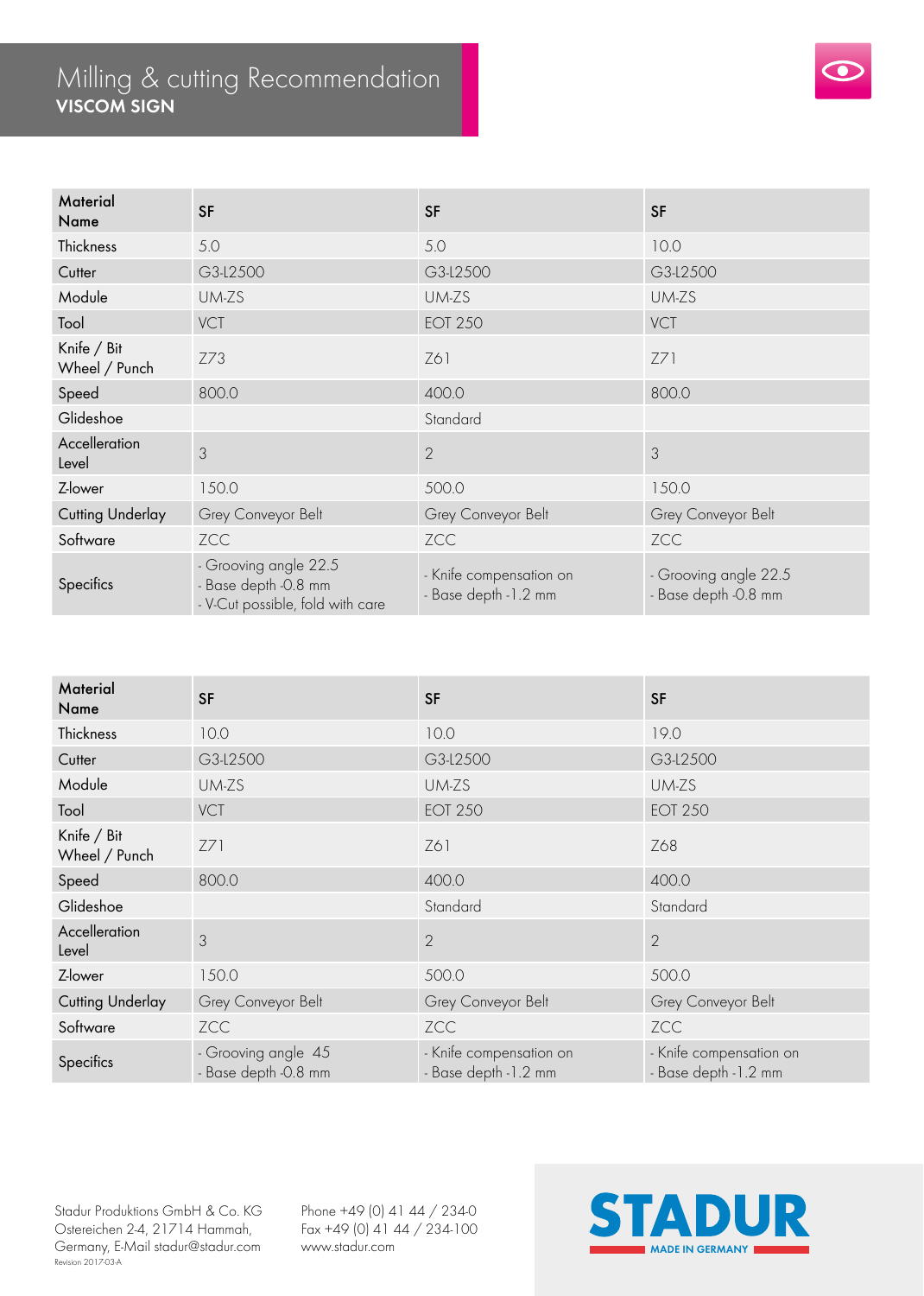# Milling & cutting Recommendation

**VISCOM SIGN**

| **Material Name** | **SF** | **SF** | **SF** |
|---|---|---|---|
| Thickness | 5.0 | 5.0 | 10.0 |
| Cutter | G3-L2500 | G3-L2500 | G3-L2500 |
| Module | UM-ZS | UM-ZS | UM-ZS |
| Tool | VCT | EOT 250 | VCT |
| Knife / Bit Wheel / Punch | Z73 | Z61 | Z71 |
| Speed | 800.0 | 400.0 | 800.0 |
| Glideshoe | | Standard | |
| Accelleration Level | 3 | 2 | 3 |
| Z-lower | 150.0 | 500.0 | 150.0 |
| Cutting Underlay | Grey Conveyor Belt | Grey Conveyor Belt | Grey Conveyor Belt |
| Software | ZCC | ZCC | ZCC |
| Specifics | - Grooving angle 22.5<br>- Base depth -0.8 mm<br>- V-Cut possible, fold with care | - Knife compensation on<br>- Base depth -1.2 mm | - Grooving angle 22.5<br>- Base depth -0.8 mm |

| **Material Name** | **SF** | **SF** | **SF** |
|---|---|---|---|
| Thickness | 10.0 | 10.0 | 19.0 |
| Cutter | G3-L2500 | G3-L2500 | G3-L2500 |
| Module | UM-ZS | UM-ZS | UM-ZS |
| Tool | VCT | EOT 250 | EOT 250 |
| Knife / Bit Wheel / Punch | Z71 | Z61 | Z68 |
| Speed | 800.0 | 400.0 | 400.0 |
| Glideshoe | | Standard | Standard |
| Accelleration Level | 3 | 2 | 2 |
| Z-lower | 150.0 | 500.0 | 500.0 |
| Cutting Underlay | Grey Conveyor Belt | Grey Conveyor Belt | Grey Conveyor Belt |
| Software | ZCC | ZCC | ZCC |
| Specifics | - Grooving angle 45<br>- Base depth -0.8 mm | - Knife compensation on<br>- Base depth -1.2 mm | - Knife compensation on<br>- Base depth -1.2 mm |

Stadur Produktions GmbH & Co. KG
Ostereichen 2-4, 21714 Hammah,
Germany, E-Mail stadur@stadur.com
Revision 2017-03-A

Phone +49 (0) 41 44 / 234-0
Fax +49 (0) 41 44 / 234-100
www.stadur.com

STADUR
MADE IN GERMANY